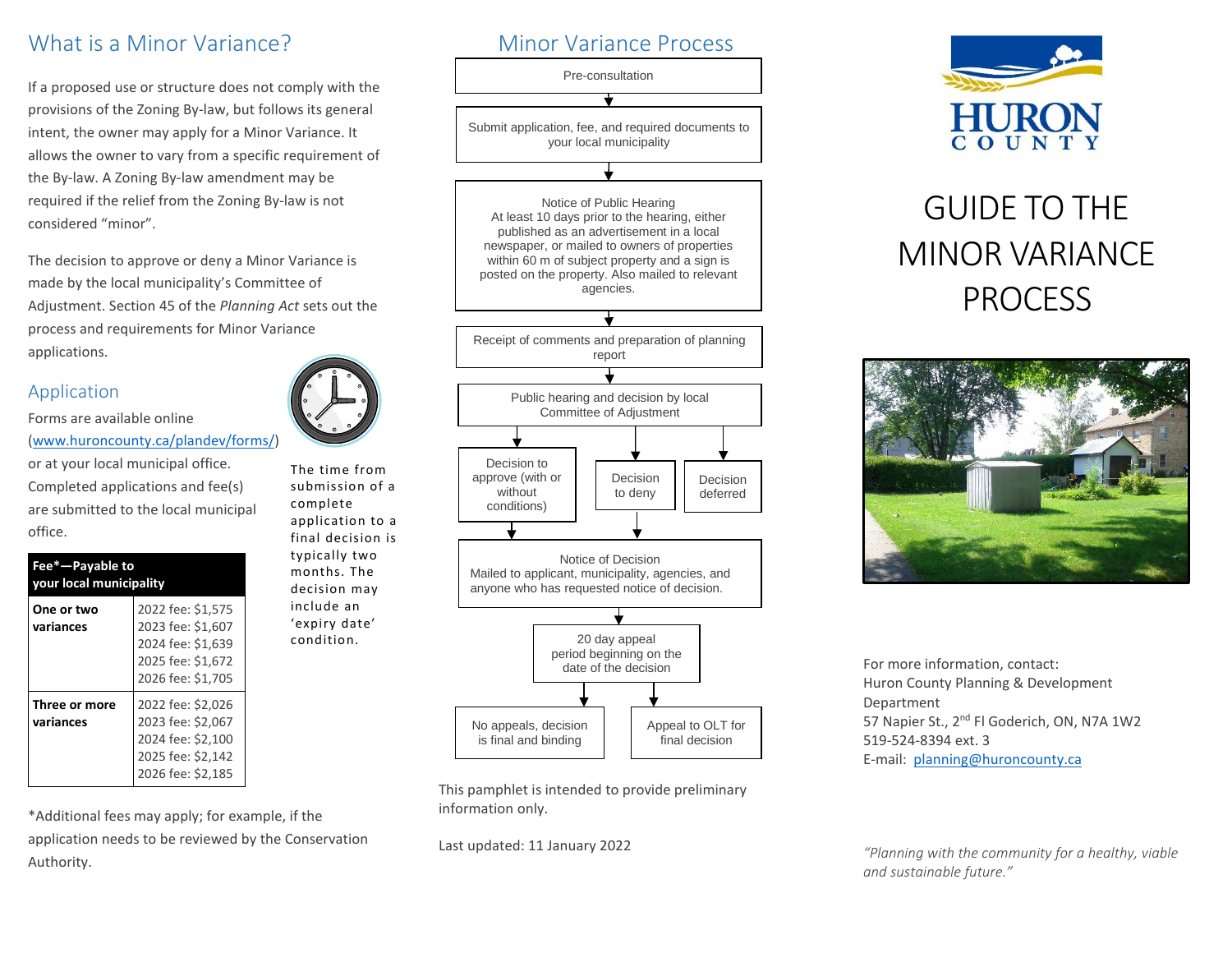## What is a Minor Variance?

If a proposed use or structure does not comply with the provisions of the Zoning By-law, but follows its general intent, the owner may apply for a Minor Variance. It allows the owner to vary from a specific requirement of the By-law. A Zoning By-law amendment may be required if the relief from the Zoning By-law is not considered "minor".

The decision to approve or deny a Minor Variance is made by the local municipality's Committee of Adjustment. Section 45 of the *Planning Act* sets out the process and requirements for Minor Variance applications.

## Application

Forms are available online ([www.huroncounty.ca/plandev/forms/](www.huroncounty.ca/plandev/forms/)) or at your local municipal office. Completed applications and fee(s) are submitted to the local municipal office.

The time from submission of a complete application to a final decision is typically two months. The decision may include an 'expiry date' condition.

| **Fee*—Payable to your local municipality** | |
|---|---|
| **One or two variances** | 2022 fee: $1,575<br>2023 fee: $1,607<br>2024 fee: $1,639<br>2025 fee: $1,672<br>2026 fee: $1,705 |
| **Three or more variances** | 2022 fee: $2,026<br>2023 fee: $2,067<br>2024 fee: $2,100<br>2025 fee: $2,142<br>2026 fee: $2,185 |

*Additional fees may apply; for example, if the application needs to be reviewed by the Conservation Authority.

## Minor Variance Process

1. Pre-consultation
2. Submit application, fee, and required documents to your local municipality
3. Notice of Public Hearing – At least 10 days prior to the hearing, either published as an advertisement in a local newspaper, or mailed to owners of properties within 60 m of subject property and a sign is posted on the property. Also mailed to relevant agencies.
4. Receipt of comments and preparation of planning report
5. Public hearing and decision by local Committee of Adjustment
   - Decision to approve (with or without conditions)
   - Decision to deny
   - Decision deferred
6. Notice of Decision – Mailed to applicant, municipality, agencies, and anyone who has requested notice of decision.
7. 20 day appeal period beginning on the date of the decision
   - No appeals, decision is final and binding
   - Appeal to OLT for final decision

This pamphlet is intended to provide preliminary information only.

Last updated: 11 January 2022

HURON COUNTY

# GUIDE TO THE MINOR VARIANCE PROCESS

For more information, contact:
Huron County Planning & Development Department
57 Napier St., 2nd Fl Goderich, ON, N7A 1W2
519-524-8394 ext. 3
E-mail: [planning@huroncounty.ca](mailto:planning@huroncounty.ca)

*"Planning with the community for a healthy, viable and sustainable future."*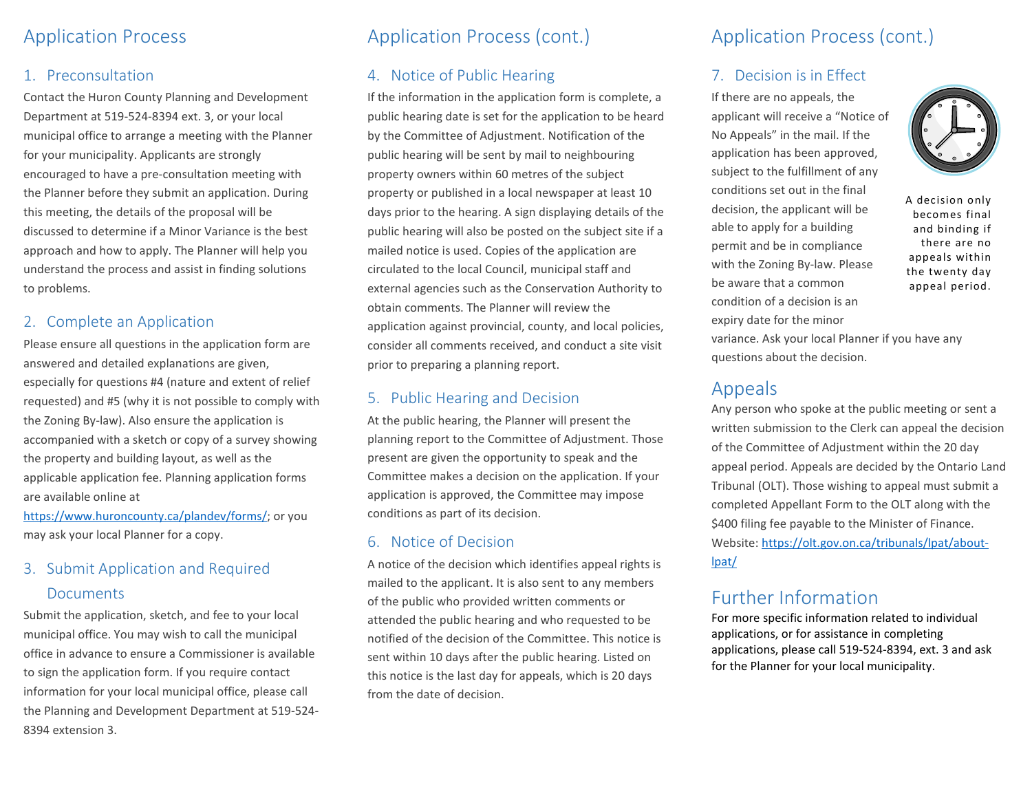## Application Process

### 1. Preconsultation

Contact the Huron County Planning and Development Department at 519-524-8394 ext. 3, or your local municipal office to arrange a meeting with the Planner for your municipality. Applicants are strongly encouraged to have a pre-consultation meeting with the Planner before they submit an application. During this meeting, the details of the proposal will be discussed to determine if a Minor Variance is the best approach and how to apply. The Planner will help you understand the process and assist in finding solutions to problems.

### 2. Complete an Application

Please ensure all questions in the application form are answered and detailed explanations are given, especially for questions #4 (nature and extent of relief requested) and #5 (why it is not possible to comply with the Zoning By-law). Also ensure the application is accompanied with a sketch or copy of a survey showing the property and building layout, as well as the applicable application fee. Planning application forms are available online at https://www.huroncounty.ca/plandev/forms/; or you may ask your local Planner for a copy.

### 3. Submit Application and Required Documents

Submit the application, sketch, and fee to your local municipal office. You may wish to call the municipal office in advance to ensure a Commissioner is available to sign the application form. If you require contact information for your local municipal office, please call the Planning and Development Department at 519-524-8394 extension 3.

## Application Process (cont.)

### 4. Notice of Public Hearing

If the information in the application form is complete, a public hearing date is set for the application to be heard by the Committee of Adjustment. Notification of the public hearing will be sent by mail to neighbouring property owners within 60 metres of the subject property or published in a local newspaper at least 10 days prior to the hearing. A sign displaying details of the public hearing will also be posted on the subject site if a mailed notice is used. Copies of the application are circulated to the local Council, municipal staff and external agencies such as the Conservation Authority to obtain comments. The Planner will review the application against provincial, county, and local policies, consider all comments received, and conduct a site visit prior to preparing a planning report.

### 5. Public Hearing and Decision

At the public hearing, the Planner will present the planning report to the Committee of Adjustment. Those present are given the opportunity to speak and the Committee makes a decision on the application. If your application is approved, the Committee may impose conditions as part of its decision.

### 6. Notice of Decision

A notice of the decision which identifies appeal rights is mailed to the applicant. It is also sent to any members of the public who provided written comments or attended the public hearing and who requested to be notified of the decision of the Committee. This notice is sent within 10 days after the public hearing. Listed on this notice is the last day for appeals, which is 20 days from the date of decision.

## Application Process (cont.)

### 7. Decision is in Effect

If there are no appeals, the applicant will receive a "Notice of No Appeals" in the mail. If the application has been approved, subject to the fulfillment of any conditions set out in the final decision, the applicant will be able to apply for a building permit and be in compliance with the Zoning By-law. Please be aware that a common condition of a decision is an expiry date for the minor variance. Ask your local Planner if you have any questions about the decision.

A decision only becomes final and binding if there are no appeals within the twenty day appeal period.

## Appeals

Any person who spoke at the public meeting or sent a written submission to the Clerk can appeal the decision of the Committee of Adjustment within the 20 day appeal period. Appeals are decided by the Ontario Land Tribunal (OLT). Those wishing to appeal must submit a completed Appellant Form to the OLT along with the $400 filing fee payable to the Minister of Finance. Website: https://olt.gov.on.ca/tribunals/lpat/about-lpat/

## Further Information

For more specific information related to individual applications, or for assistance in completing applications, please call 519-524-8394, ext. 3 and ask for the Planner for your local municipality.